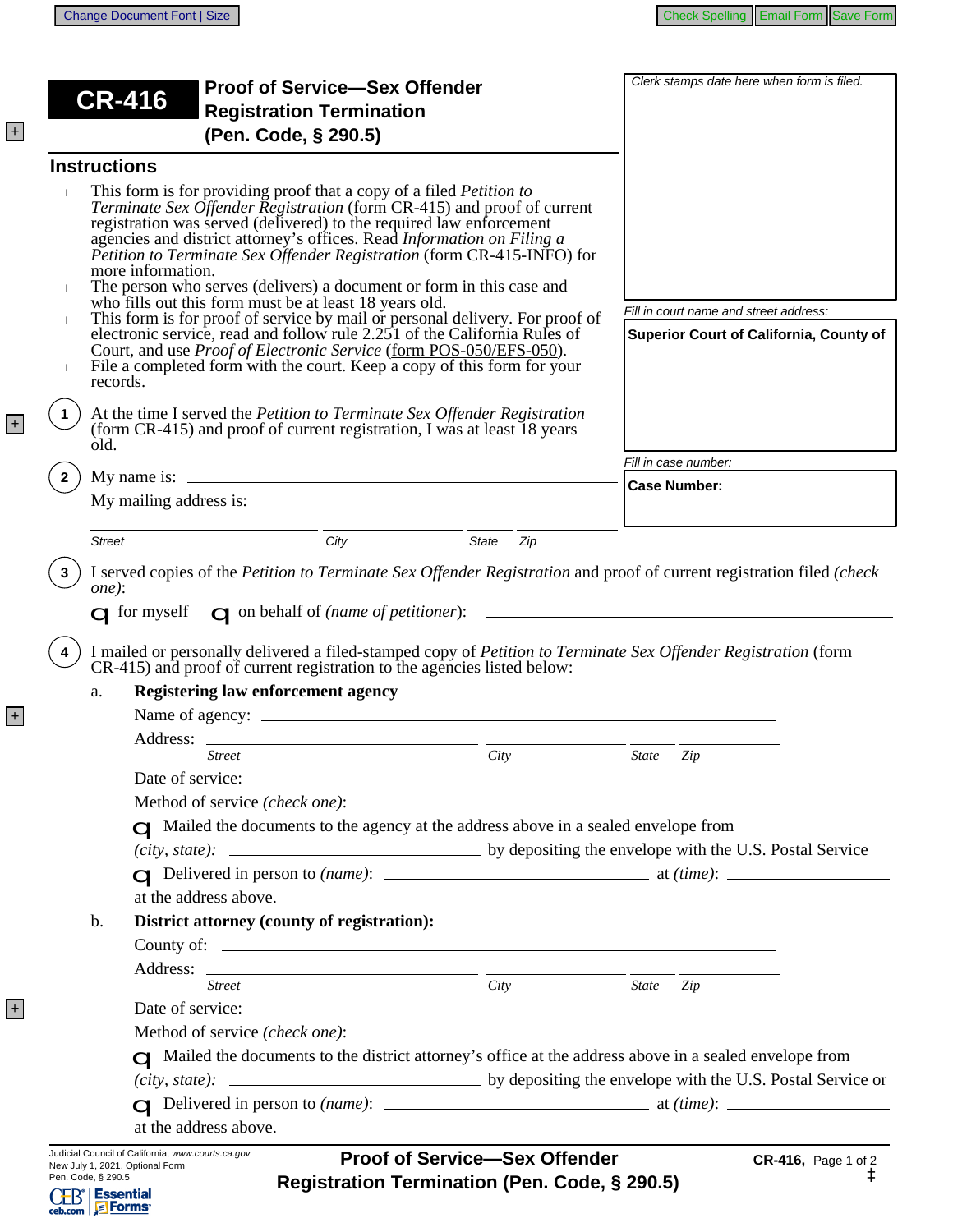# CR-416 Proof of Service—Sex Offender Registration Termination (Pen. Code, § 290.5)

Clerk stamps date here when form is filed.

Fill in court name and street address:

**Superior Court of California, County of**

Fill in case number:

**Case Number:**

## Instructions

- This form is for providing proof that a copy of a filed *Petition to Terminate Sex Offender Registration* (form CR-415) and proof of current registration was served (delivered) to the required law enforcement agencies and district attorney's offices. Read *Information on Filing a Petition to Terminate Sex Offender Registration* (form CR-415-INFO) for more information.
- The person who serves (delivers) a document or form in this case and who fills out this form must be at least 18 years old.
- This form is for proof of service by mail or personal delivery. For proof of electronic service, read and follow rule 2.251 of the California Rules of Court, and use *Proof of Electronic Service* (form POS-050/EFS-050).
- File a completed form with the court. Keep a copy of this form for your records.

**1** At the time I served the *Petition to Terminate Sex Offender Registration* (form CR-415) and proof of current registration, I was at least 18 years old.

**2** My name is: ______________________________

My mailing address is:

______________ ______________ ______ ______
Street City State Zip

**3** I served copies of the *Petition to Terminate Sex Offender Registration* and proof of current registration filed *(check one)*:

☐ for myself ☐ on behalf of *(name of petitioner)*: ______________________________

**4** I mailed or personally delivered a filed-stamped copy of *Petition to Terminate Sex Offender Registration* (form CR-415) and proof of current registration to the agencies listed below:

a. **Registering law enforcement agency**

Name of agency: ______________________________

Address: ______________ ______________ ______ ______
*Street* *City* *State* *Zip*

Date of service: ______________

Method of service *(check one)*:

☐ Mailed the documents to the agency at the address above in a sealed envelope from *(city, state):* ______________ by depositing the envelope with the U.S. Postal Service

☐ Delivered in person to *(name)*: ______________ at *(time)*: ______________ at the address above.

b. **District attorney (county of registration):**

County of: ______________________________

Address: ______________ ______________ ______ ______
*Street* *City* *State* *Zip*

Date of service: ______________

Method of service *(check one)*:

☐ Mailed the documents to the district attorney's office at the address above in a sealed envelope from *(city, state):* ______________ by depositing the envelope with the U.S. Postal Service or

☐ Delivered in person to *(name)*: ______________ at *(time)*: ______________ at the address above.

Judicial Council of California, *www.courts.ca.gov*
New July 1, 2021, Optional Form
Pen. Code, § 290.5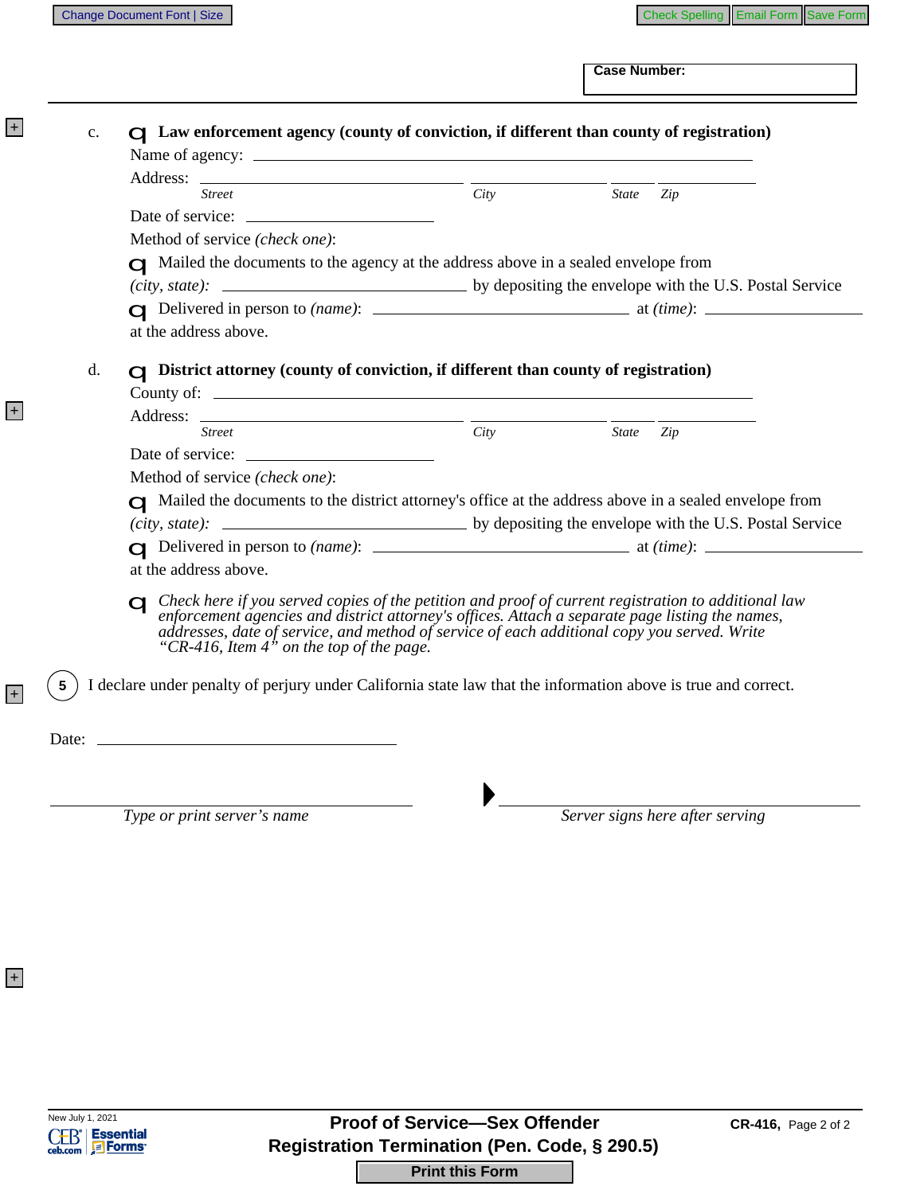Case Number:

c. ☐ **Law enforcement agency (county of conviction, if different than county of registration)**

Name of agency: ______________________________

Address: ______________________ ______________ ______ ________
*Street* *City* *State* *Zip*

Date of service: ____________________

Method of service *(check one)*:

☐ Mailed the documents to the agency at the address above in a sealed envelope from *(city, state):* __________________________ by depositing the envelope with the U.S. Postal Service

☐ Delivered in person to *(name)*: ____________________________ at *(time)*: ________________ at the address above.

d. ☐ **District attorney (county of conviction, if different than county of registration)**

County of: ______________________________

Address: ______________________ ______________ ______ ________
*Street* *City* *State* *Zip*

Date of service: ____________________

Method of service *(check one)*:

☐ Mailed the documents to the district attorney's office at the address above in a sealed envelope from *(city, state):* __________________________ by depositing the envelope with the U.S. Postal Service

☐ Delivered in person to *(name)*: ____________________________ at *(time)*: ________________ at the address above.

☐ *Check here if you served copies of the petition and proof of current registration to additional law enforcement agencies and district attorney's offices. Attach a separate page listing the names, addresses, date of service, and method of service of each additional copy you served. Write "CR-416, Item 4" on the top of the page.*

5 I declare under penalty of perjury under California state law that the information above is true and correct.

Date: ______________________________

______________________________ ▶ ______________________________
*Type or print server's name* *Server signs here after serving*

New July 1, 2021

**Proof of Service—Sex Offender Registration Termination (Pen. Code, § 290.5)**

**CR-416,** Page 2 of 2